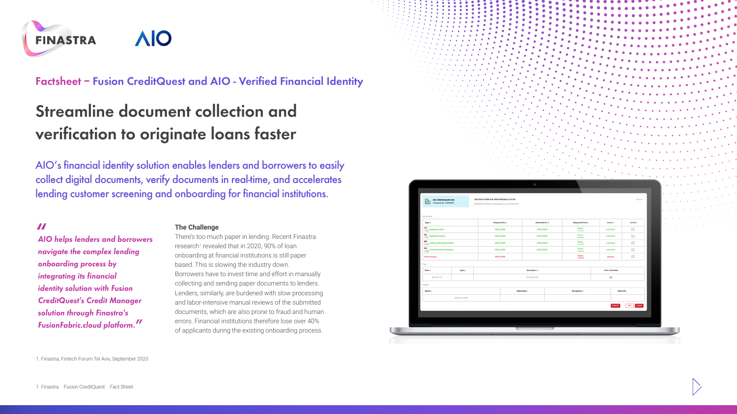Factsheet – Fusion CreditQuest and AIO - Verified Financial Identity

# Streamline document collection and verification to originate loans faster

AIO's financial identity solution enables lenders and borrowers to easily collect digital documents, verify documents in real-time, and accelerates lending customer screening and onboarding for financial institutions.

> *"AIO helps lenders and borrowers navigate the complex lending process by integrating its financial identity solution with Fusion CreditQuest's Credit Manager solution through Finastra's FusionFabric.cloud platform."*

### The Challenge

There's too much paper in lending. Recent Finastra research[1] revealed that in 2020, 90% of loan onboarding at financial institutions is still paper based. This is slowing the industry down. Borrowers have to invest time and effort in manually collecting and sending paper documents to lenders. Lenders, similarly, are burdened with slow processing and labor-intensive manual reviews of the submitted documents, which are also prone to fraud and human errors. Financial institutions therefore lose over 40% of applicants during the existing onboarding process.

1. Finastra, Fintech Forum Tel Aviv, September 2020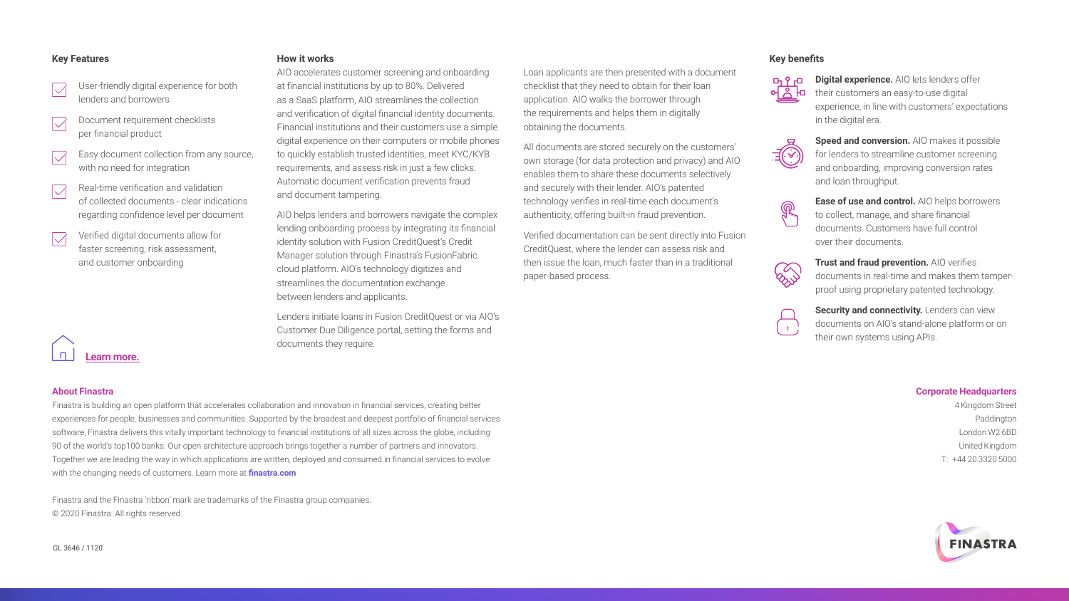## Key Features

- User-friendly digital experience for both lenders and borrowers
- Document requirement checklists per financial product
- Easy document collection from any source, with no need for integration
- Real-time verification and validation of collected documents - clear indications regarding confidence level per document
- Verified digital documents allow for faster screening, risk assessment, and customer onboarding

**Learn more.**

## How it works

AIO accelerates customer screening and onboarding at financial institutions by up to 80%. Delivered as a SaaS platform, AIO streamlines the collection and verification of digital financial identity documents. Financial institutions and their customers use a simple digital experience on their computers or mobile phones to quickly establish trusted identities, meet KYC/KYB requirements, and assess risk in just a few clicks. Automatic document verification prevents fraud and document tampering.

AIO helps lenders and borrowers navigate the complex lending onboarding process by integrating its financial identity solution with Fusion CreditQuest's Credit Manager solution through Finastra's FusionFabric. cloud platform. AIO's technology digitizes and streamlines the documentation exchange between lenders and applicants.

Lenders initiate loans in Fusion CreditQuest or via AIO's Customer Due Diligence portal, setting the forms and documents they require.

Loan applicants are then presented with a document checklist that they need to obtain for their loan application. AIO walks the borrower through the requirements and helps them in digitally obtaining the documents.

All documents are stored securely on the customers' own storage (for data protection and privacy) and AIO enables them to share these documents selectively and securely with their lender. AIO's patented technology verifies in real-time each document's authenticity, offering built-in fraud prevention.

Verified documentation can be sent directly into Fusion CreditQuest, where the lender can assess risk and then issue the loan, much faster than in a traditional paper-based process.

## Key benefits

**Digital experience.** AIO lets lenders offer their customers an easy-to-use digital experience, in line with customers' expectations in the digital era.

**Speed and conversion.** AIO makes it possible for lenders to streamline customer screening and onboarding, improving conversion rates and loan throughput.

**Ease of use and control.** AIO helps borrowers to collect, manage, and share financial documents. Customers have full control over their documents.

**Trust and fraud prevention.** AIO verifies documents in real-time and makes them tamper-proof using proprietary patented technology.

**Security and connectivity.** Lenders can view documents on AIO's stand-alone platform or on their own systems using APIs.

### About Finastra

Finastra is building an open platform that accelerates collaboration and innovation in financial services, creating better experiences for people, businesses and communities. Supported by the broadest and deepest portfolio of financial services software, Finastra delivers this vitally important technology to financial institutions of all sizes across the globe, including 90 of the world's top100 banks. Our open architecture approach brings together a number of partners and innovators. Together we are leading the way in which applications are written, deployed and consumed in financial services to evolve with the changing needs of customers. Learn more at **finastra.com**

Finastra and the Finastra 'ribbon' mark are trademarks of the Finastra group companies.
© 2020 Finastra. All rights reserved.

GL 3646 / 1120

### Corporate Headquarters

4 Kingdom Street
Paddington
London W2 6BD
United Kingdom
T: +44 20 3320 5000

FINASTRA